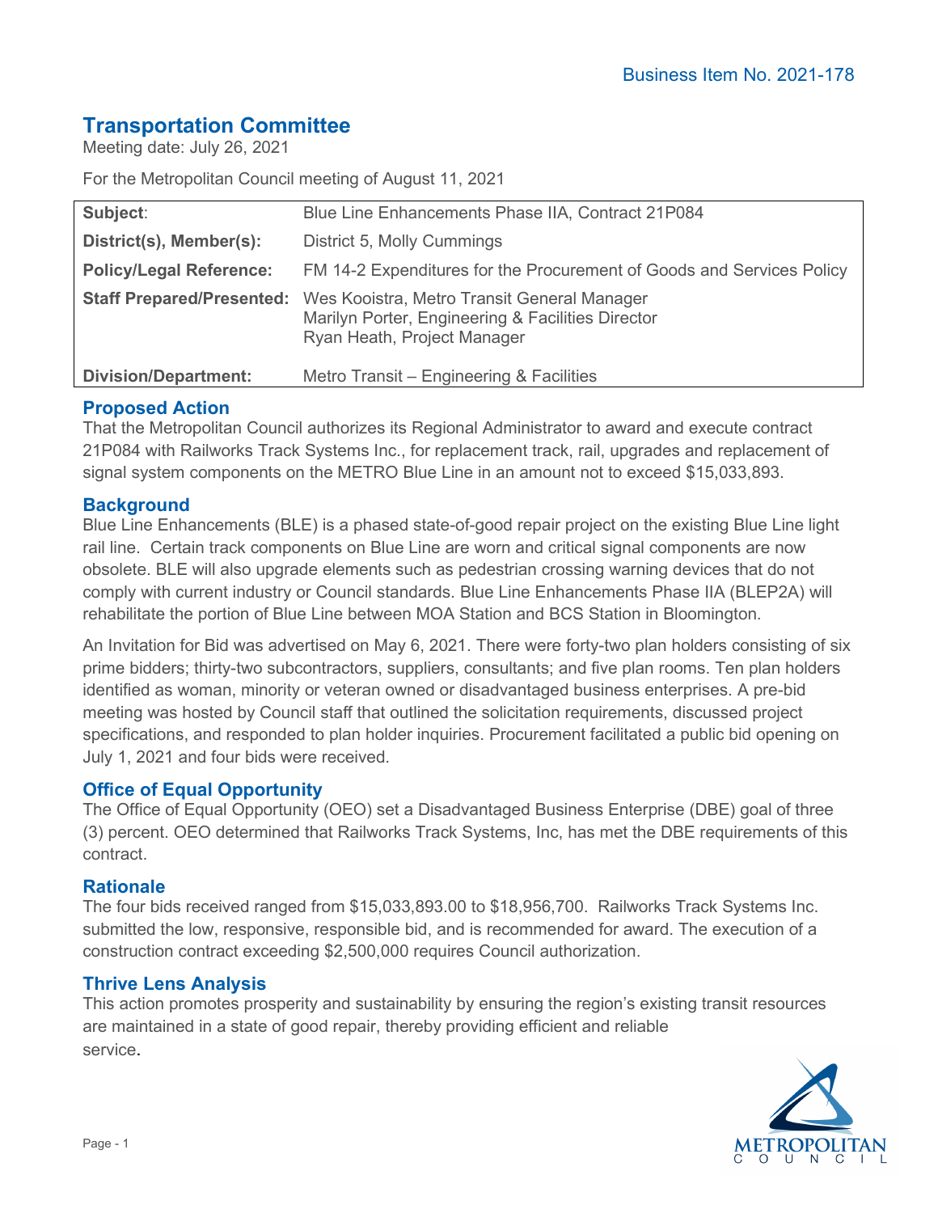Business Item No. 2021-178

# Transportation Committee

Meeting date: July 26, 2021

For the Metropolitan Council meeting of August 11, 2021

| | |
|---|---|
| **Subject**: | Blue Line Enhancements Phase IIA, Contract 21P084 |
| **District(s), Member(s):** | District 5, Molly Cummings |
| **Policy/Legal Reference:** | FM 14-2 Expenditures for the Procurement of Goods and Services Policy |
| **Staff Prepared/Presented:** | Wes Kooistra, Metro Transit General Manager<br>Marilyn Porter, Engineering & Facilities Director<br>Ryan Heath, Project Manager |
| **Division/Department:** | Metro Transit – Engineering & Facilities |

## Proposed Action

That the Metropolitan Council authorizes its Regional Administrator to award and execute contract 21P084 with Railworks Track Systems Inc., for replacement track, rail, upgrades and replacement of signal system components on the METRO Blue Line in an amount not to exceed $15,033,893.

## Background

Blue Line Enhancements (BLE) is a phased state-of-good repair project on the existing Blue Line light rail line. Certain track components on Blue Line are worn and critical signal components are now obsolete. BLE will also upgrade elements such as pedestrian crossing warning devices that do not comply with current industry or Council standards. Blue Line Enhancements Phase IIA (BLEP2A) will rehabilitate the portion of Blue Line between MOA Station and BCS Station in Bloomington.

An Invitation for Bid was advertised on May 6, 2021. There were forty-two plan holders consisting of six prime bidders; thirty-two subcontractors, suppliers, consultants; and five plan rooms. Ten plan holders identified as woman, minority or veteran owned or disadvantaged business enterprises. A pre-bid meeting was hosted by Council staff that outlined the solicitation requirements, discussed project specifications, and responded to plan holder inquiries. Procurement facilitated a public bid opening on July 1, 2021 and four bids were received.

## Office of Equal Opportunity

The Office of Equal Opportunity (OEO) set a Disadvantaged Business Enterprise (DBE) goal of three (3) percent. OEO determined that Railworks Track Systems, Inc, has met the DBE requirements of this contract.

## Rationale

The four bids received ranged from $15,033,893.00 to $18,956,700. Railworks Track Systems Inc. submitted the low, responsive, responsible bid, and is recommended for award. The execution of a construction contract exceeding $2,500,000 requires Council authorization.

## Thrive Lens Analysis

This action promotes prosperity and sustainability by ensuring the region's existing transit resources are maintained in a state of good repair, thereby providing efficient and reliable service.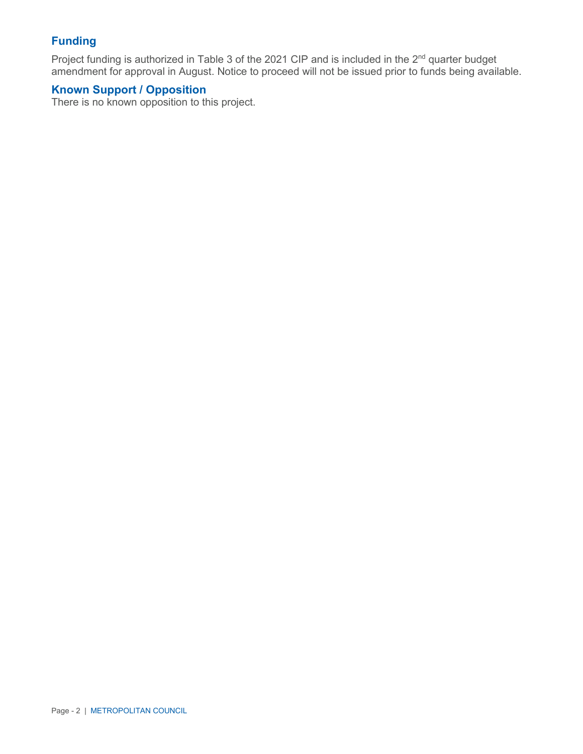## Funding

Project funding is authorized in Table 3 of the 2021 CIP and is included in the 2nd quarter budget amendment for approval in August. Notice to proceed will not be issued prior to funds being available.

## Known Support / Opposition

There is no known opposition to this project.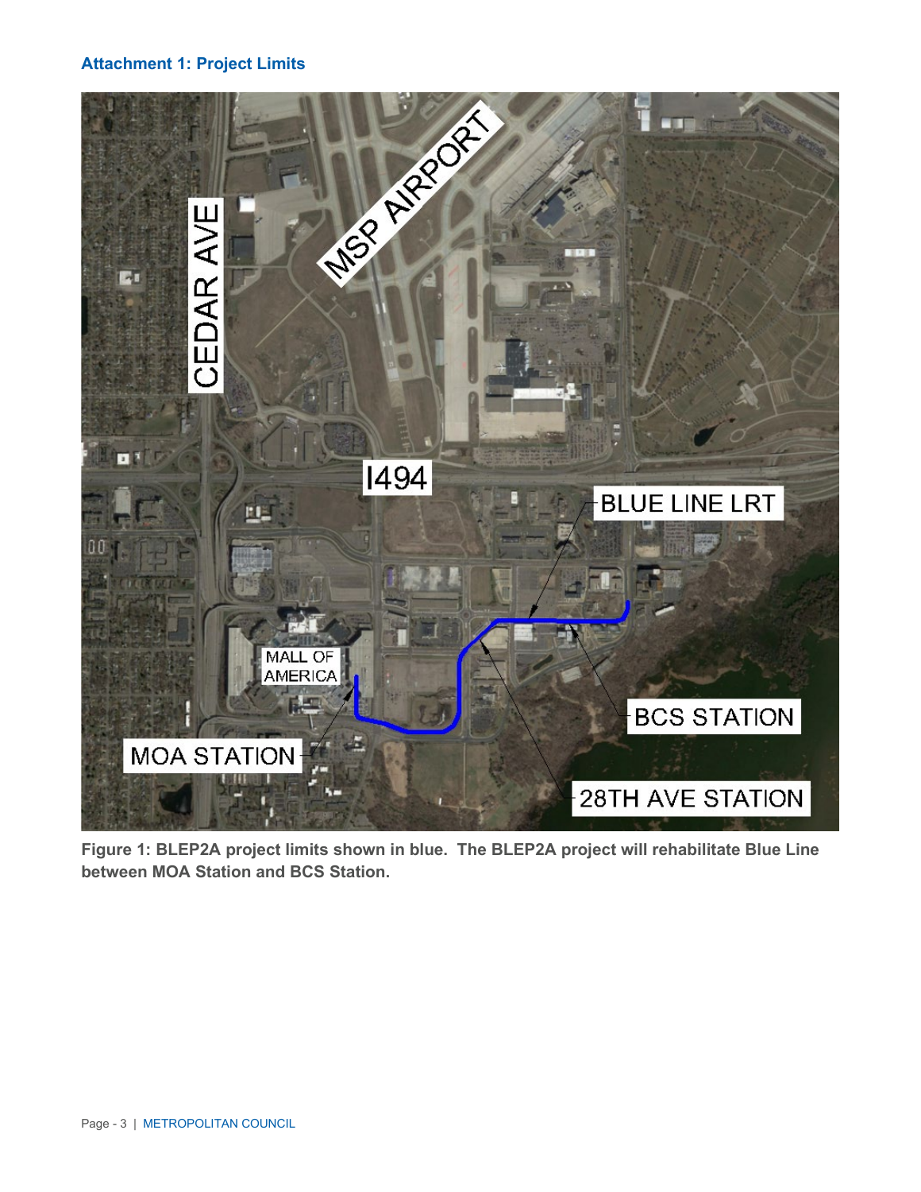### Attachment 1: Project Limits

CEDAR AVE

MSP AIRPORT

I494

BLUE LINE LRT

MALL OF AMERICA

BCS STATION

MOA STATION

28TH AVE STATION

**Figure 1: BLEP2A project limits shown in blue. The BLEP2A project will rehabilitate Blue Line between MOA Station and BCS Station.**